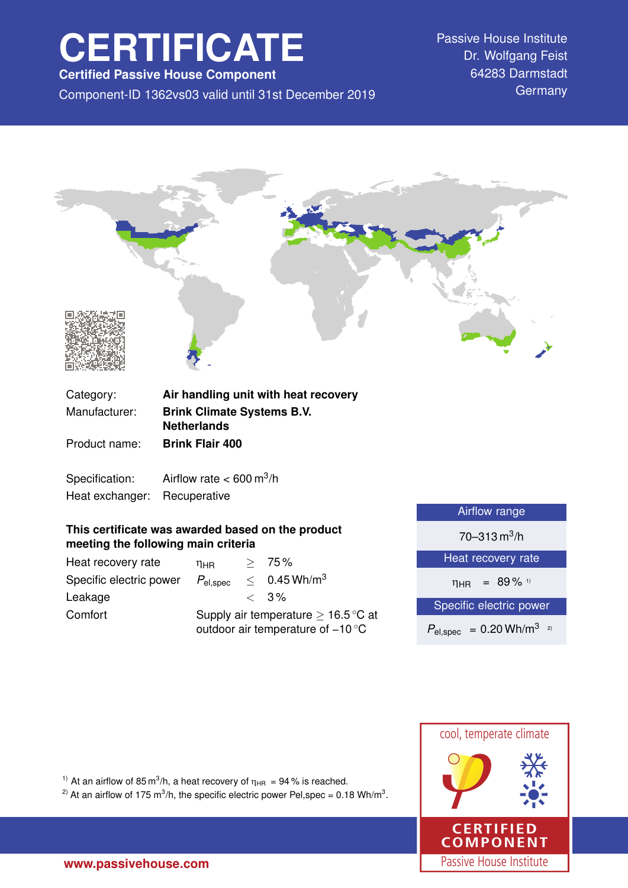# CERTIFICATE

**Certified Passive House Component**

Component-ID 1362vs03 valid until 31st December 2019

Passive House Institute
Dr. Wolfgang Feist
64283 Darmstadt
Germany

| | |
|---|---|
| Category: | **Air handling unit with heat recovery** |
| Manufacturer: | **Brink Climate Systems B.V. Netherlands** |
| Product name: | **Brink Flair 400** |

| | |
|---|---|
| Specification: | Airflow rate < 600 $m^3$/h |
| Heat exchanger: | Recuperative |

**This certificate was awarded based on the product meeting the following main criteria**

| | | | |
|---|---|---|---|
| Heat recovery rate | $\eta_{HR}$ | $\geq$ | 75 % |
| Specific electric power | $P_{el,spec}$ | $\leq$ | 0.45 Wh/$m^3$ |
| Leakage | | < | 3 % |
| Comfort | Supply air temperature $\geq$ 16.5 °C at outdoor air temperature of −10 °C | | |

| Airflow range |
|---|
| 70–313 $m^3$/h |
| **Heat recovery rate** |
| $\eta_{HR}$ = 89 % [1] |
| **Specific electric power** |
| $P_{el,spec}$ = 0.20 Wh/$m^3$ [2] |

cool, temperate climate

CERTIFIED COMPONENT
Passive House Institute

[1] At an airflow of 85 $m^3$/h, a heat recovery of $\eta_{HR}$ = 94 % is reached.

[2] At an airflow of 175 $m^3$/h, the specific electric power Pel,spec = 0.18 Wh/$m^3$.

www.passivehouse.com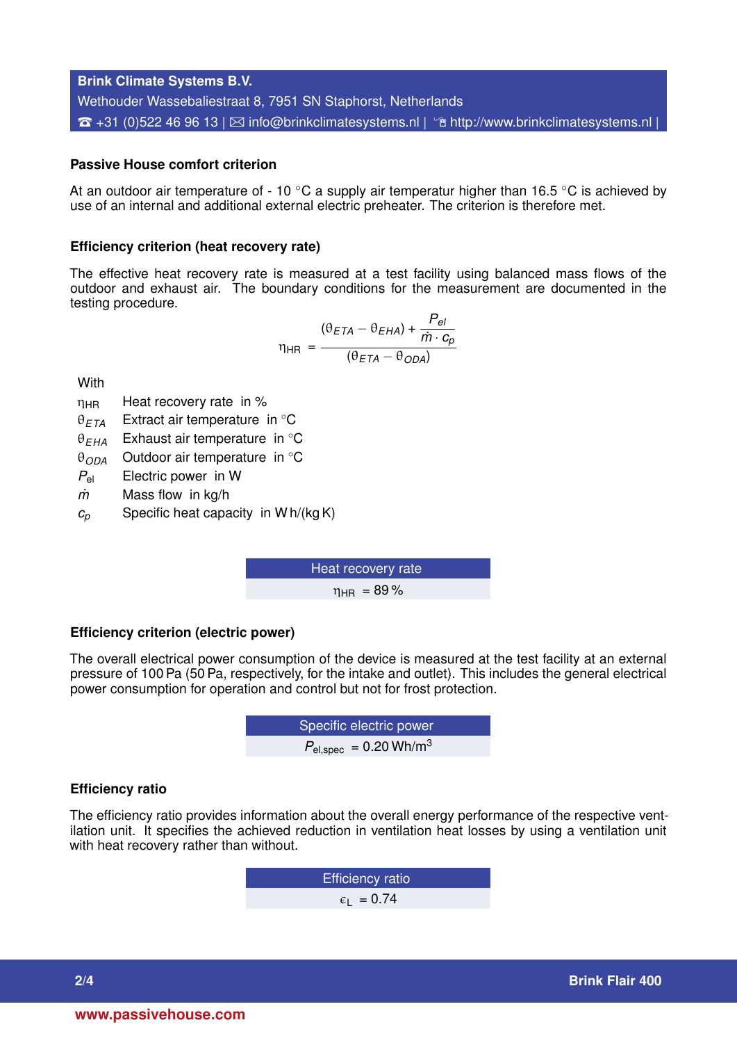**Brink Climate Systems B.V.**
Wethouder Wassebaliestraat 8, 7951 SN Staphorst, Netherlands
☎ +31 (0)522 46 96 13 | ✉ info@brinkclimatesystems.nl | http://www.brinkclimatesystems.nl |

## Passive House comfort criterion

At an outdoor air temperature of - 10 °C a supply air temperatur higher than 16.5 °C is achieved by use of an internal and additional external electric preheater. The criterion is therefore met.

## Efficiency criterion (heat recovery rate)

The effective heat recovery rate is measured at a test facility using balanced mass flows of the outdoor and exhaust air. The boundary conditions for the measurement are documented in the testing procedure.

$$\eta_{HR} = \frac{(\theta_{ETA} - \theta_{EHA}) + \frac{P_{el}}{\dot{m} \cdot c_p}}{(\theta_{ETA} - \theta_{ODA})}$$

With

| | |
|---|---|
| $\eta_{HR}$ | Heat recovery rate in % |
| $\theta_{ETA}$ | Extract air temperature in °C |
| $\theta_{EHA}$ | Exhaust air temperature in °C |
| $\theta_{ODA}$ | Outdoor air temperature in °C |
| $P_{el}$ | Electric power in W |
| $\dot{m}$ | Mass flow in kg/h |
| $c_p$ | Specific heat capacity in W h/(kg K) |

| Heat recovery rate |
|---|
| $\eta_{HR}$ = 89 % |

## Efficiency criterion (electric power)

The overall electrical power consumption of the device is measured at the test facility at an external pressure of 100 Pa (50 Pa, respectively, for the intake and outlet). This includes the general electrical power consumption for operation and control but not for frost protection.

| Specific electric power |
|---|
| $P_{el,spec}$ = 0.20 Wh/m$^3$ |

## Efficiency ratio

The efficiency ratio provides information about the overall energy performance of the respective ventilation unit. It specifies the achieved reduction in ventilation heat losses by using a ventilation unit with heat recovery rather than without.

| Efficiency ratio |
|---|
| $\epsilon_L$ = 0.74 |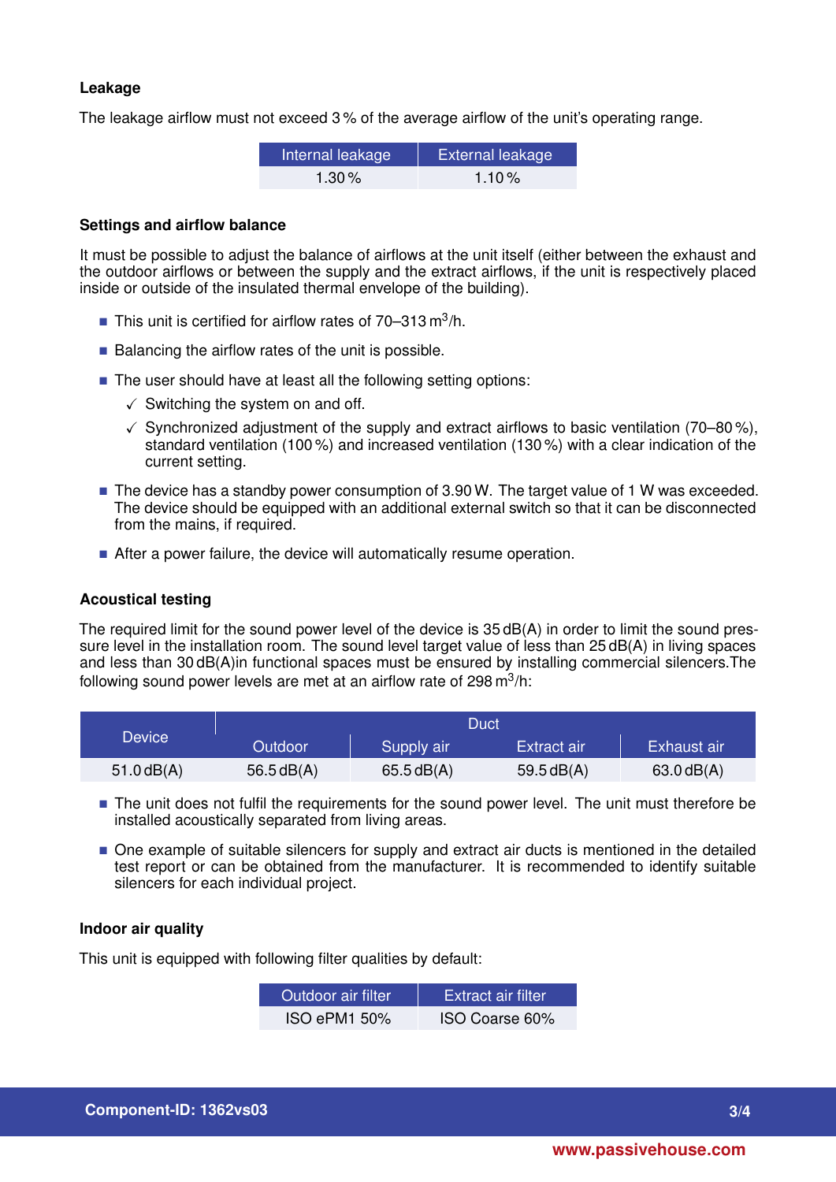### Leakage

The leakage airflow must not exceed 3 % of the average airflow of the unit's operating range.

| Internal leakage | External leakage |
|---|---|
| 1.30 % | 1.10 % |

### Settings and airflow balance

It must be possible to adjust the balance of airflows at the unit itself (either between the exhaust and the outdoor airflows or between the supply and the extract airflows, if the unit is respectively placed inside or outside of the insulated thermal envelope of the building).

- This unit is certified for airflow rates of 70–313 $m^3$/h.
- Balancing the airflow rates of the unit is possible.
- The user should have at least all the following setting options:
  - ✓ Switching the system on and off.
  - ✓ Synchronized adjustment of the supply and extract airflows to basic ventilation (70–80 %), standard ventilation (100 %) and increased ventilation (130 %) with a clear indication of the current setting.
- The device has a standby power consumption of 3.90 W. The target value of 1 W was exceeded. The device should be equipped with an additional external switch so that it can be disconnected from the mains, if required.
- After a power failure, the device will automatically resume operation.

### Acoustical testing

The required limit for the sound power level of the device is 35 dB(A) in order to limit the sound pressure level in the installation room. The sound level target value of less than 25 dB(A) in living spaces and less than 30 dB(A)in functional spaces must be ensured by installing commercial silencers.The following sound power levels are met at an airflow rate of 298 $m^3$/h:

| Device | Duct | | | |
|---|---|---|---|---|
| | Outdoor | Supply air | Extract air | Exhaust air |
| 51.0 dB(A) | 56.5 dB(A) | 65.5 dB(A) | 59.5 dB(A) | 63.0 dB(A) |

- The unit does not fulfil the requirements for the sound power level. The unit must therefore be installed acoustically separated from living areas.
- One example of suitable silencers for supply and extract air ducts is mentioned in the detailed test report or can be obtained from the manufacturer. It is recommended to identify suitable silencers for each individual project.

### Indoor air quality

This unit is equipped with following filter qualities by default:

| Outdoor air filter | Extract air filter |
|---|---|
| ISO ePM1 50% | ISO Coarse 60% |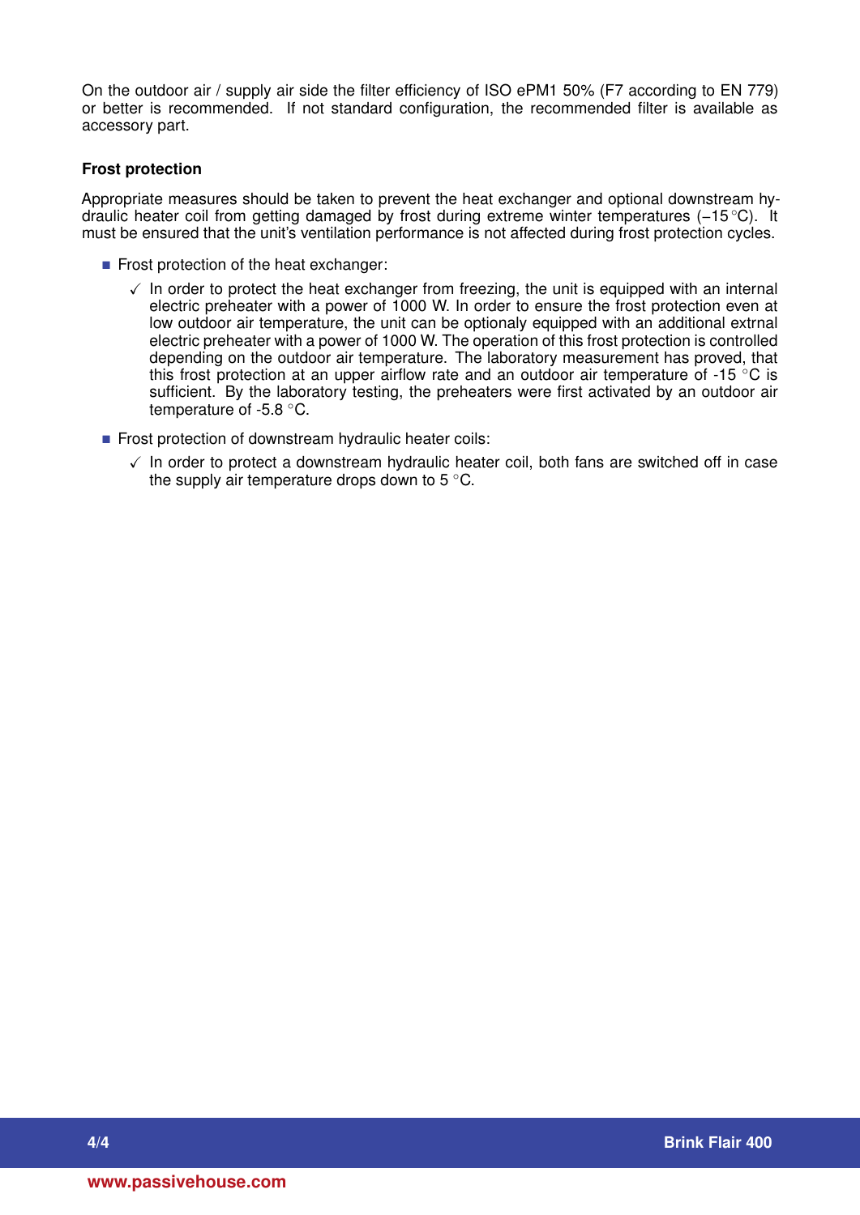On the outdoor air / supply air side the filter efficiency of ISO ePM1 50% (F7 according to EN 779) or better is recommended. If not standard configuration, the recommended filter is available as accessory part.

### Frost protection

Appropriate measures should be taken to prevent the heat exchanger and optional downstream hydraulic heater coil from getting damaged by frost during extreme winter temperatures (−15 °C). It must be ensured that the unit's ventilation performance is not affected during frost protection cycles.

- Frost protection of the heat exchanger:
  - ✓ In order to protect the heat exchanger from freezing, the unit is equipped with an internal electric preheater with a power of 1000 W. In order to ensure the frost protection even at low outdoor air temperature, the unit can be optionaly equipped with an additional extrnal electric preheater with a power of 1000 W. The operation of this frost protection is controlled depending on the outdoor air temperature. The laboratory measurement has proved, that this frost protection at an upper airflow rate and an outdoor air temperature of -15 °C is sufficient. By the laboratory testing, the preheaters were first activated by an outdoor air temperature of -5.8 °C.
- Frost protection of downstream hydraulic heater coils:
  - ✓ In order to protect a downstream hydraulic heater coil, both fans are switched off in case the supply air temperature drops down to 5 °C.